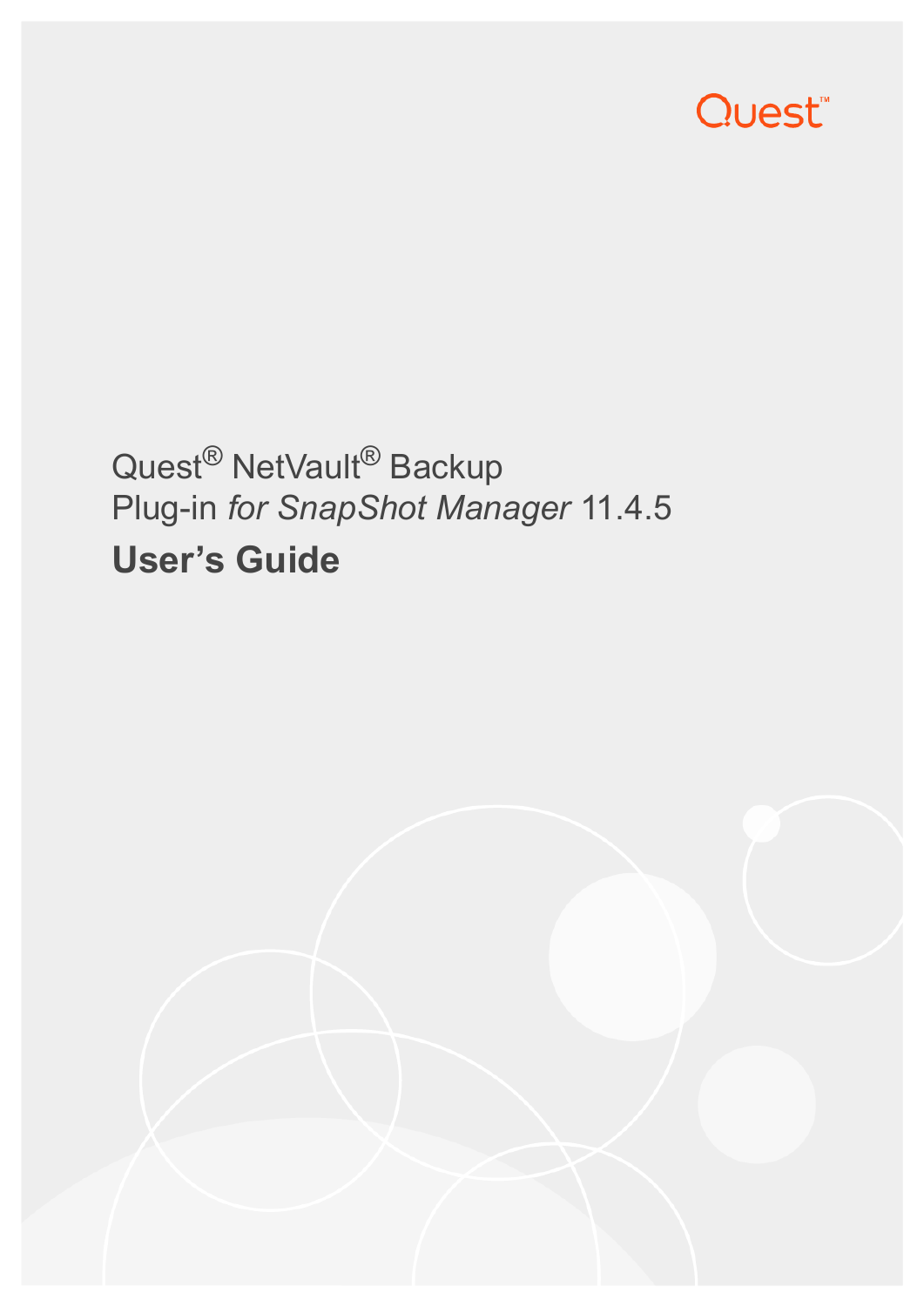Quest™

Quest® NetVault® Backup
Plug-in *for SnapShot Manager* 11.4.5

# User's Guide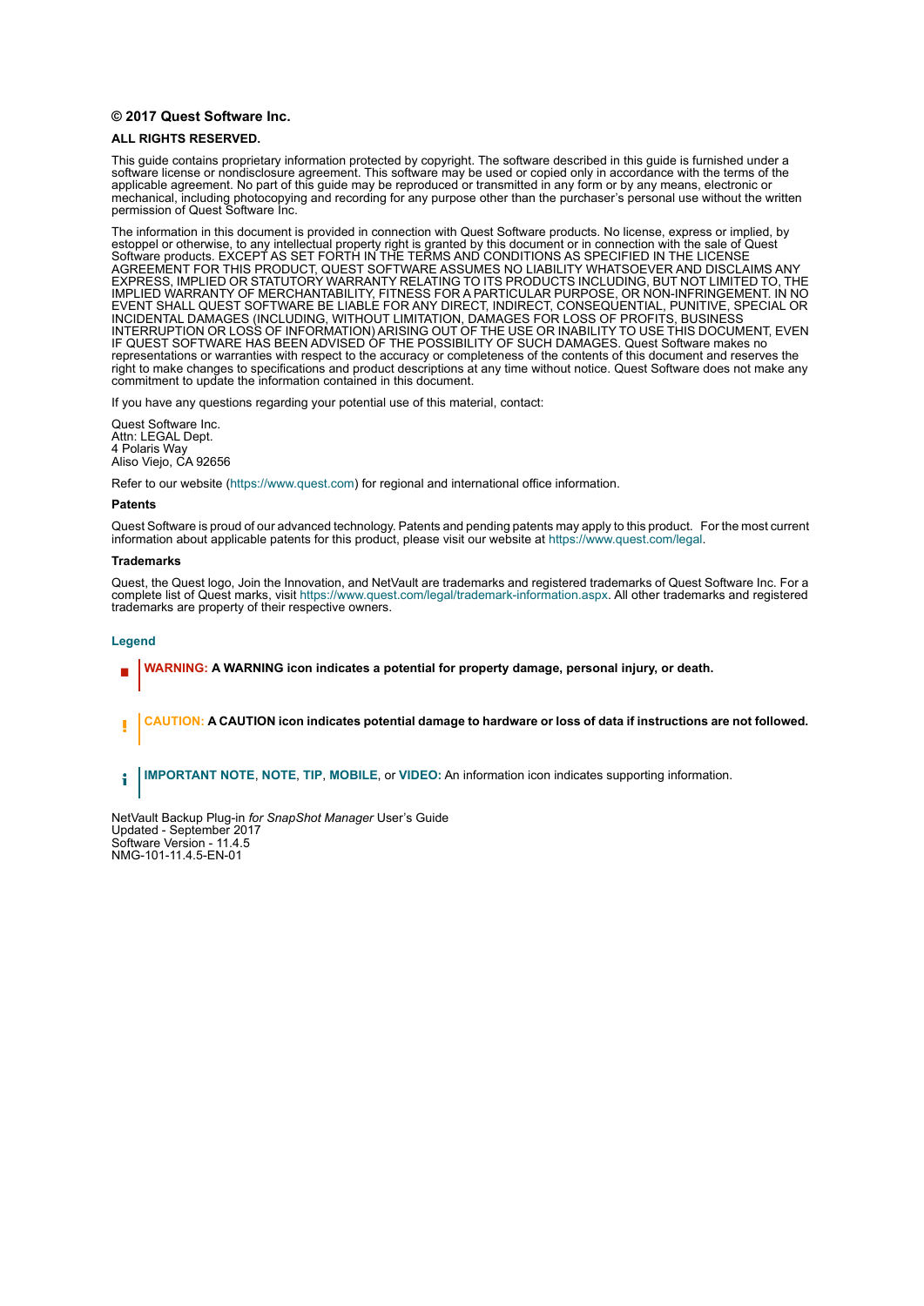**© 2017 Quest Software Inc.**

**ALL RIGHTS RESERVED.**

This guide contains proprietary information protected by copyright. The software described in this guide is furnished under a software license or nondisclosure agreement. This software may be used or copied only in accordance with the terms of the applicable agreement. No part of this guide may be reproduced or transmitted in any form or by any means, electronic or mechanical, including photocopying and recording for any purpose other than the purchaser's personal use without the written permission of Quest Software Inc.

The information in this document is provided in connection with Quest Software products. No license, express or implied, by estoppel or otherwise, to any intellectual property right is granted by this document or in connection with the sale of Quest Software products. EXCEPT AS SET FORTH IN THE TERMS AND CONDITIONS AS SPECIFIED IN THE LICENSE AGREEMENT FOR THIS PRODUCT, QUEST SOFTWARE ASSUMES NO LIABILITY WHATSOEVER AND DISCLAIMS ANY EXPRESS, IMPLIED OR STATUTORY WARRANTY RELATING TO ITS PRODUCTS INCLUDING, BUT NOT LIMITED TO, THE IMPLIED WARRANTY OF MERCHANTABILITY, FITNESS FOR A PARTICULAR PURPOSE, OR NON-INFRINGEMENT. IN NO EVENT SHALL QUEST SOFTWARE BE LIABLE FOR ANY DIRECT, INDIRECT, CONSEQUENTIAL, PUNITIVE, SPECIAL OR INCIDENTAL DAMAGES (INCLUDING, WITHOUT LIMITATION, DAMAGES FOR LOSS OF PROFITS, BUSINESS INTERRUPTION OR LOSS OF INFORMATION) ARISING OUT OF THE USE OR INABILITY TO USE THIS DOCUMENT, EVEN IF QUEST SOFTWARE HAS BEEN ADVISED OF THE POSSIBILITY OF SUCH DAMAGES. Quest Software makes no representations or warranties with respect to the accuracy or completeness of the contents of this document and reserves the right to make changes to specifications and product descriptions at any time without notice. Quest Software does not make any commitment to update the information contained in this document.

If you have any questions regarding your potential use of this material, contact:

Quest Software Inc.
Attn: LEGAL Dept.
4 Polaris Way
Aliso Viejo, CA 92656

Refer to our website (https://www.quest.com) for regional and international office information.

**Patents**

Quest Software is proud of our advanced technology. Patents and pending patents may apply to this product. For the most current information about applicable patents for this product, please visit our website at https://www.quest.com/legal.

**Trademarks**

Quest, the Quest logo, Join the Innovation, and NetVault are trademarks and registered trademarks of Quest Software Inc. For a complete list of Quest marks, visit https://www.quest.com/legal/trademark-information.aspx. All other trademarks and registered trademarks are property of their respective owners.

**Legend**

**WARNING: A WARNING icon indicates a potential for property damage, personal injury, or death.**

**CAUTION: A CAUTION icon indicates potential damage to hardware or loss of data if instructions are not followed.**

**IMPORTANT NOTE**, **NOTE**, **TIP**, **MOBILE**, or **VIDEO:** An information icon indicates supporting information.

NetVault Backup Plug-in *for SnapShot Manager* User's Guide
Updated - September 2017
Software Version - 11.4.5
NMG-101-11.4.5-EN-01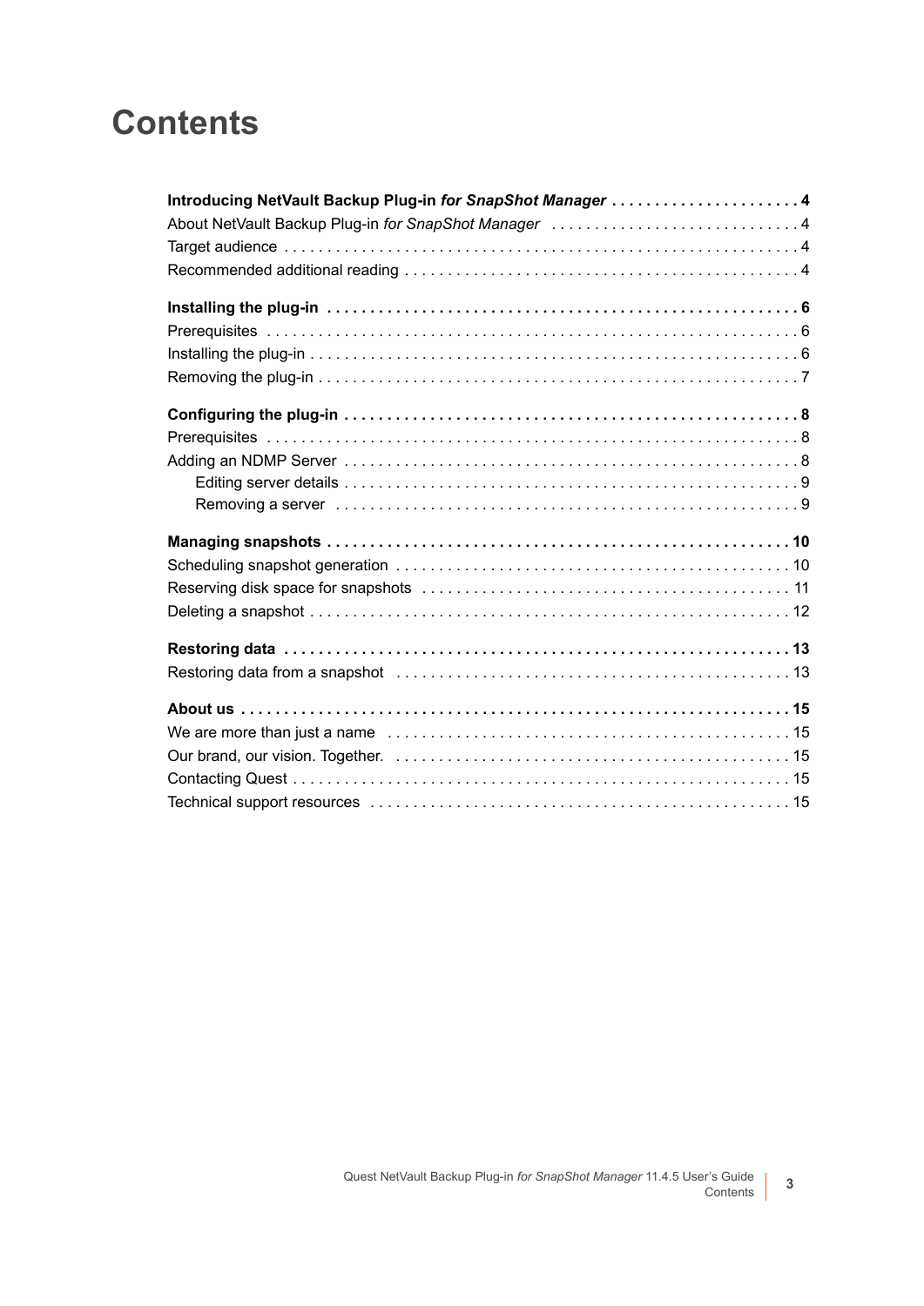# Contents

**Introducing NetVault Backup Plug-in *for SnapShot Manager*** . . . . . . . . . . . . . . . . . . . . . . 4
About NetVault Backup Plug-in *for SnapShot Manager* . . . . . . . . . . . . . . . . . . . . . . . . . . . . 4
Target audience . . . . . . . . . . . . . . . . . . . . . . . . . . . . . . . . . . . . . . . . . . . . . . . . . . . . . . . . . . 4
Recommended additional reading . . . . . . . . . . . . . . . . . . . . . . . . . . . . . . . . . . . . . . . . . . . . . 4

**Installing the plug-in** . . . . . . . . . . . . . . . . . . . . . . . . . . . . . . . . . . . . . . . . . . . . . . . . . . . . . 6
Prerequisites . . . . . . . . . . . . . . . . . . . . . . . . . . . . . . . . . . . . . . . . . . . . . . . . . . . . . . . . . . . . . 6
Installing the plug-in . . . . . . . . . . . . . . . . . . . . . . . . . . . . . . . . . . . . . . . . . . . . . . . . . . . . . . . . 6
Removing the plug-in . . . . . . . . . . . . . . . . . . . . . . . . . . . . . . . . . . . . . . . . . . . . . . . . . . . . . . . 7

**Configuring the plug-in** . . . . . . . . . . . . . . . . . . . . . . . . . . . . . . . . . . . . . . . . . . . . . . . . . . . 8
Prerequisites . . . . . . . . . . . . . . . . . . . . . . . . . . . . . . . . . . . . . . . . . . . . . . . . . . . . . . . . . . . . . 8
Adding an NDMP Server . . . . . . . . . . . . . . . . . . . . . . . . . . . . . . . . . . . . . . . . . . . . . . . . . . . . 8
- Editing server details . . . . . . . . . . . . . . . . . . . . . . . . . . . . . . . . . . . . . . . . . . . . . . . . . . . . 9
- Removing a server . . . . . . . . . . . . . . . . . . . . . . . . . . . . . . . . . . . . . . . . . . . . . . . . . . . . . . 9

**Managing snapshots** . . . . . . . . . . . . . . . . . . . . . . . . . . . . . . . . . . . . . . . . . . . . . . . . . . . . . 10
Scheduling snapshot generation . . . . . . . . . . . . . . . . . . . . . . . . . . . . . . . . . . . . . . . . . . . . . 10
Reserving disk space for snapshots . . . . . . . . . . . . . . . . . . . . . . . . . . . . . . . . . . . . . . . . . . 11
Deleting a snapshot . . . . . . . . . . . . . . . . . . . . . . . . . . . . . . . . . . . . . . . . . . . . . . . . . . . . . . . 12

**Restoring data** . . . . . . . . . . . . . . . . . . . . . . . . . . . . . . . . . . . . . . . . . . . . . . . . . . . . . . . . . . 13
Restoring data from a snapshot . . . . . . . . . . . . . . . . . . . . . . . . . . . . . . . . . . . . . . . . . . . . . 13

**About us** . . . . . . . . . . . . . . . . . . . . . . . . . . . . . . . . . . . . . . . . . . . . . . . . . . . . . . . . . . . . . . . 15
We are more than just a name . . . . . . . . . . . . . . . . . . . . . . . . . . . . . . . . . . . . . . . . . . . . . . 15
Our brand, our vision. Together. . . . . . . . . . . . . . . . . . . . . . . . . . . . . . . . . . . . . . . . . . . . . . 15
Contacting Quest . . . . . . . . . . . . . . . . . . . . . . . . . . . . . . . . . . . . . . . . . . . . . . . . . . . . . . . . . 15
Technical support resources . . . . . . . . . . . . . . . . . . . . . . . . . . . . . . . . . . . . . . . . . . . . . . . . 15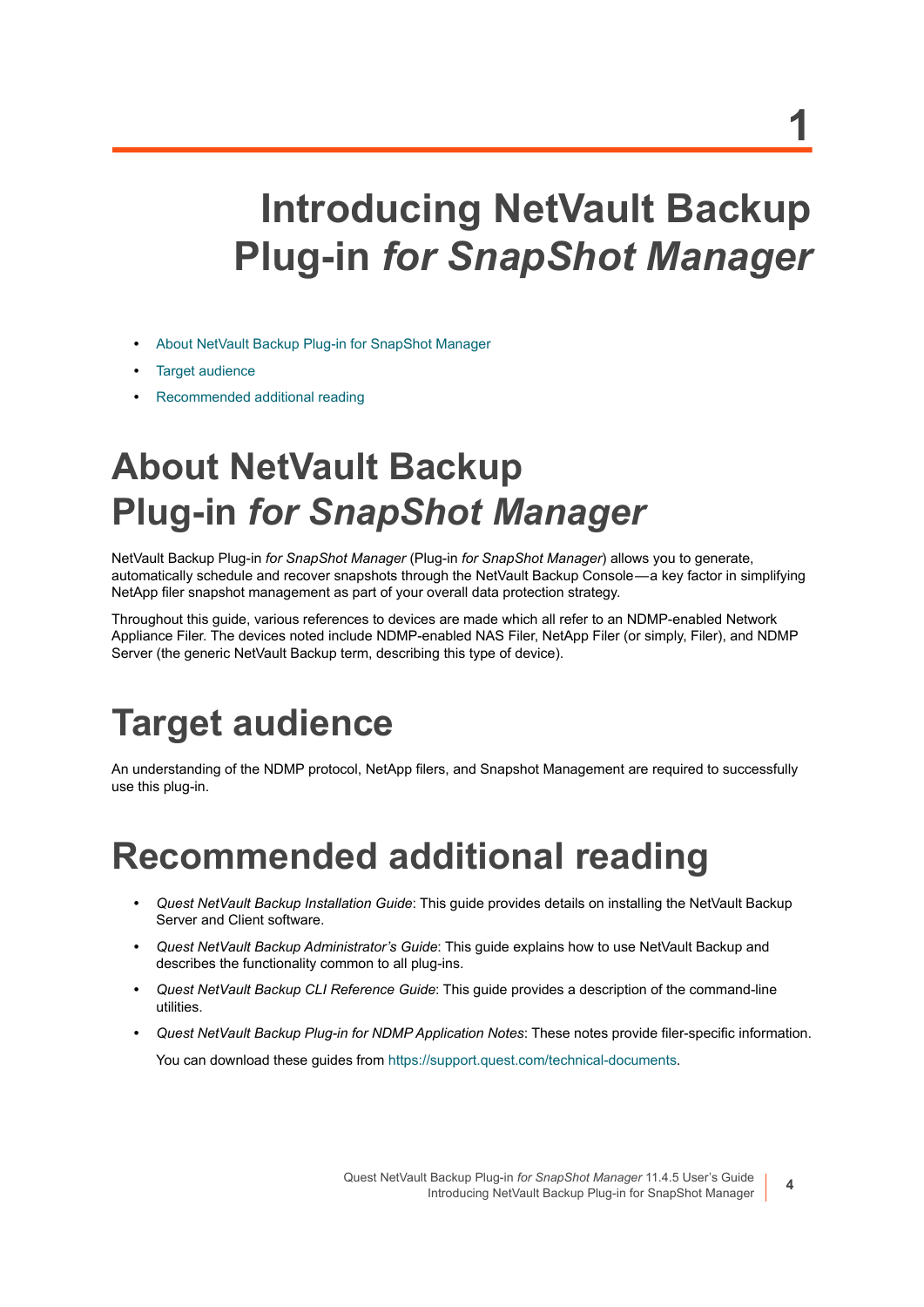# 1

# Introducing NetVault Backup Plug-in *for SnapShot Manager*

- About NetVault Backup Plug-in for SnapShot Manager
- Target audience
- Recommended additional reading

## About NetVault Backup Plug-in *for SnapShot Manager*

NetVault Backup Plug-in *for SnapShot Manager* (Plug-in *for SnapShot Manager*) allows you to generate, automatically schedule and recover snapshots through the NetVault Backup Console—a key factor in simplifying NetApp filer snapshot management as part of your overall data protection strategy.

Throughout this guide, various references to devices are made which all refer to an NDMP-enabled Network Appliance Filer. The devices noted include NDMP-enabled NAS Filer, NetApp Filer (or simply, Filer), and NDMP Server (the generic NetVault Backup term, describing this type of device).

## Target audience

An understanding of the NDMP protocol, NetApp filers, and Snapshot Management are required to successfully use this plug-in.

## Recommended additional reading

- *Quest NetVault Backup Installation Guide*: This guide provides details on installing the NetVault Backup Server and Client software.
- *Quest NetVault Backup Administrator's Guide*: This guide explains how to use NetVault Backup and describes the functionality common to all plug-ins.
- *Quest NetVault Backup CLI Reference Guide*: This guide provides a description of the command-line utilities.
- *Quest NetVault Backup Plug-in for NDMP Application Notes*: These notes provide filer-specific information.

  You can download these guides from https://support.quest.com/technical-documents.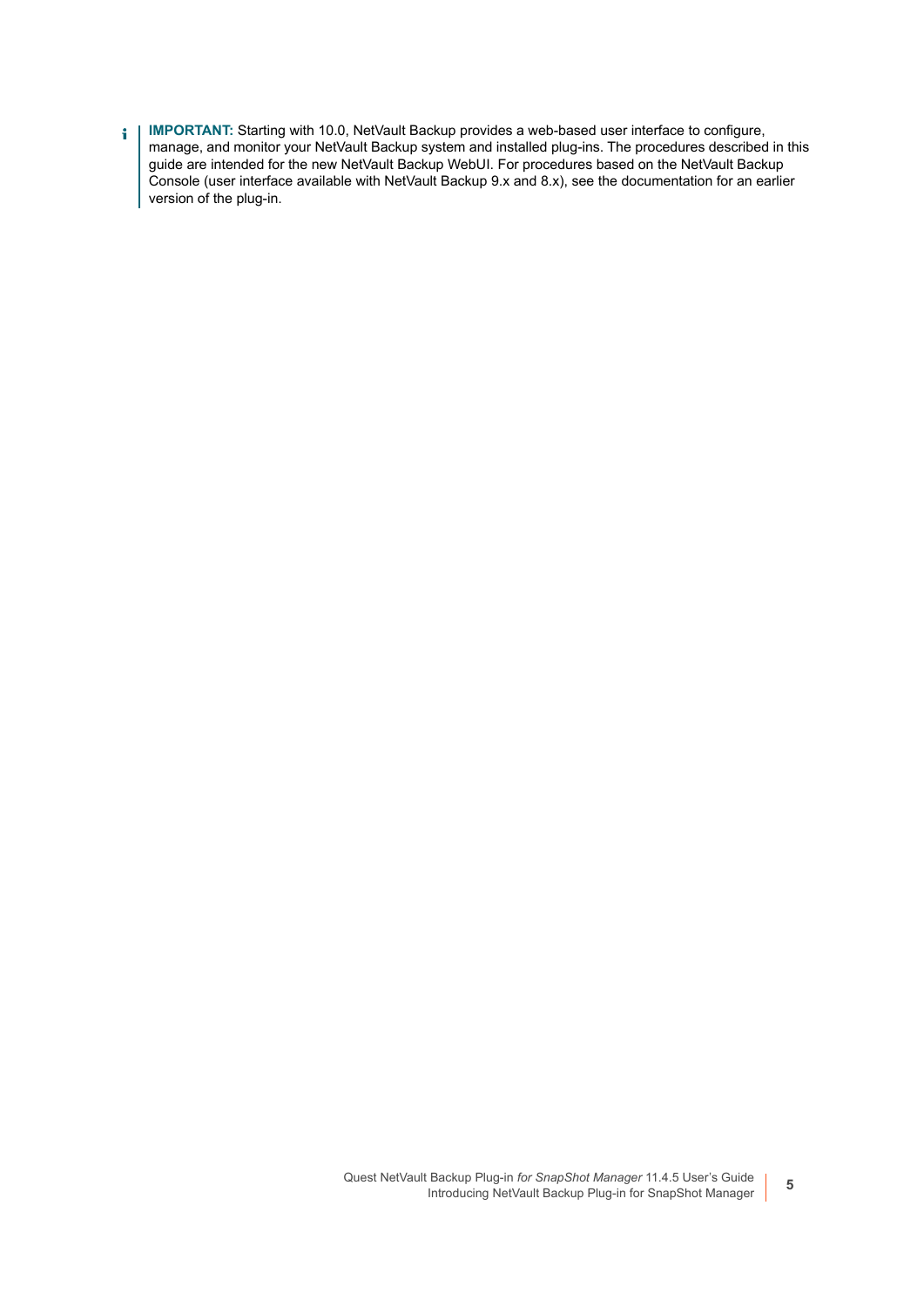**IMPORTANT:** Starting with 10.0, NetVault Backup provides a web-based user interface to configure, manage, and monitor your NetVault Backup system and installed plug-ins. The procedures described in this guide are intended for the new NetVault Backup WebUI. For procedures based on the NetVault Backup Console (user interface available with NetVault Backup 9.x and 8.x), see the documentation for an earlier version of the plug-in.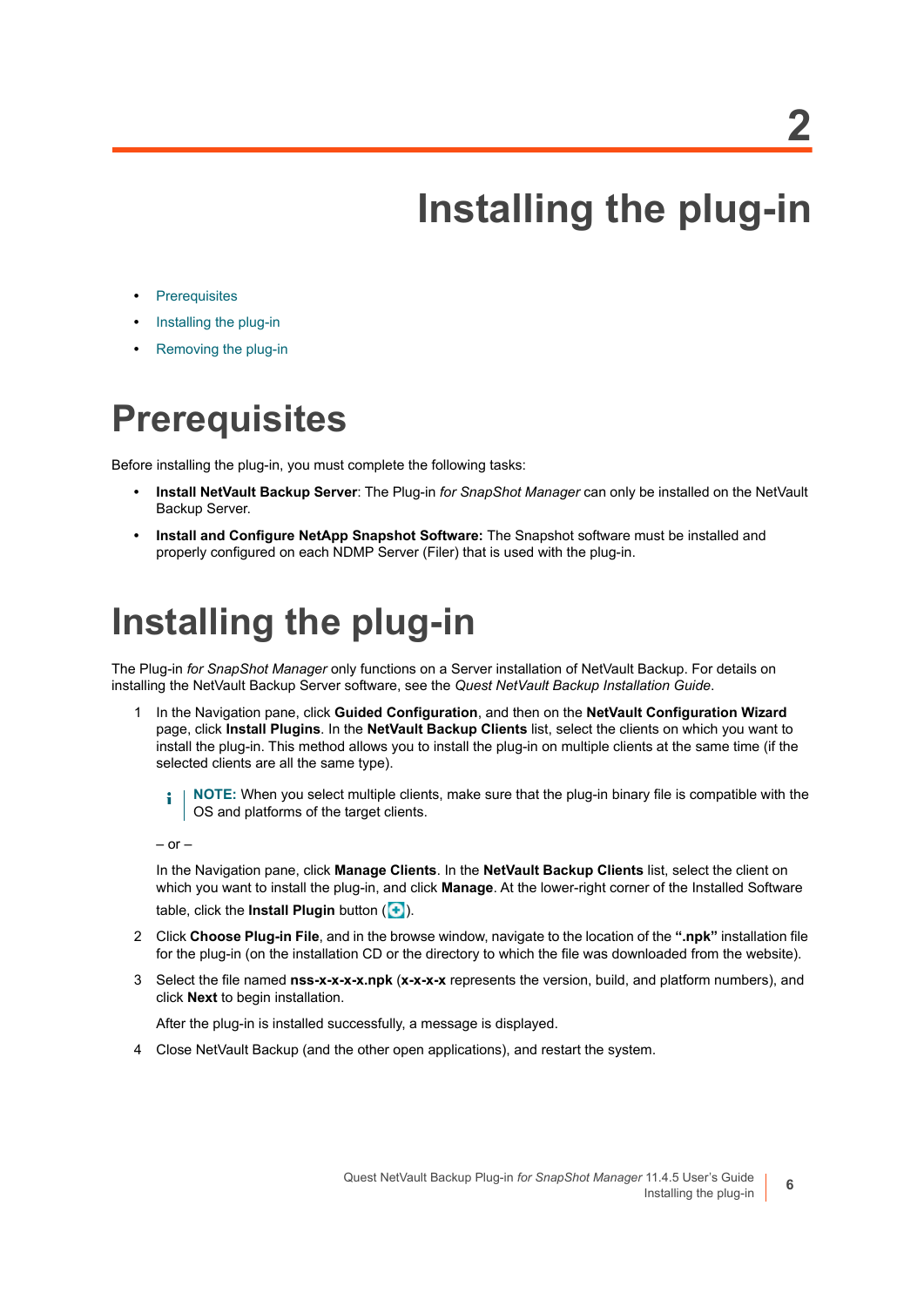# 2 Installing the plug-in

- Prerequisites
- Installing the plug-in
- Removing the plug-in

## Prerequisites

Before installing the plug-in, you must complete the following tasks:

- **Install NetVault Backup Server**: The Plug-in *for SnapShot Manager* can only be installed on the NetVault Backup Server.
- **Install and Configure NetApp Snapshot Software:** The Snapshot software must be installed and properly configured on each NDMP Server (Filer) that is used with the plug-in.

## Installing the plug-in

The Plug-in *for SnapShot Manager* only functions on a Server installation of NetVault Backup. For details on installing the NetVault Backup Server software, see the *Quest NetVault Backup Installation Guide*.

1. In the Navigation pane, click **Guided Configuration**, and then on the **NetVault Configuration Wizard** page, click **Install Plugins**. In the **NetVault Backup Clients** list, select the clients on which you want to install the plug-in. This method allows you to install the plug-in on multiple clients at the same time (if the selected clients are all the same type).

   > **NOTE:** When you select multiple clients, make sure that the plug-in binary file is compatible with the OS and platforms of the target clients.

   – or –

   In the Navigation pane, click **Manage Clients**. In the **NetVault Backup Clients** list, select the client on which you want to install the plug-in, and click **Manage**. At the lower-right corner of the Installed Software table, click the **Install Plugin** button ( ).

2. Click **Choose Plug-in File**, and in the browse window, navigate to the location of the **".npk"** installation file for the plug-in (on the installation CD or the directory to which the file was downloaded from the website).
3. Select the file named **nss-x-x-x-x.npk** (**x-x-x-x** represents the version, build, and platform numbers), and click **Next** to begin installation.

   After the plug-in is installed successfully, a message is displayed.

4. Close NetVault Backup (and the other open applications), and restart the system.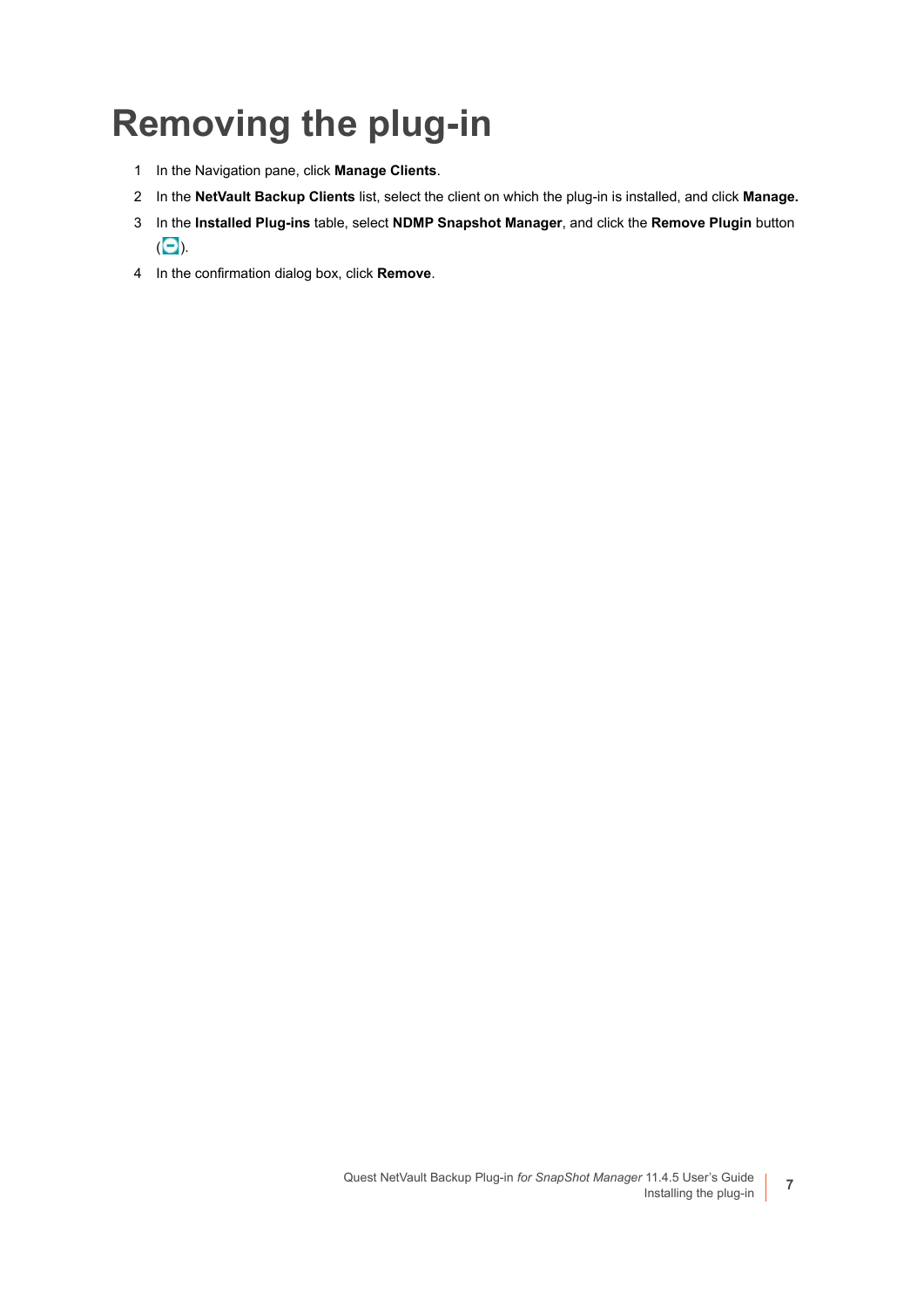# Removing the plug-in

1. In the Navigation pane, click **Manage Clients**.
2. In the **NetVault Backup Clients** list, select the client on which the plug-in is installed, and click **Manage.**
3. In the **Installed Plug-ins** table, select **NDMP Snapshot Manager**, and click the **Remove Plugin** button ( ).
4. In the confirmation dialog box, click **Remove**.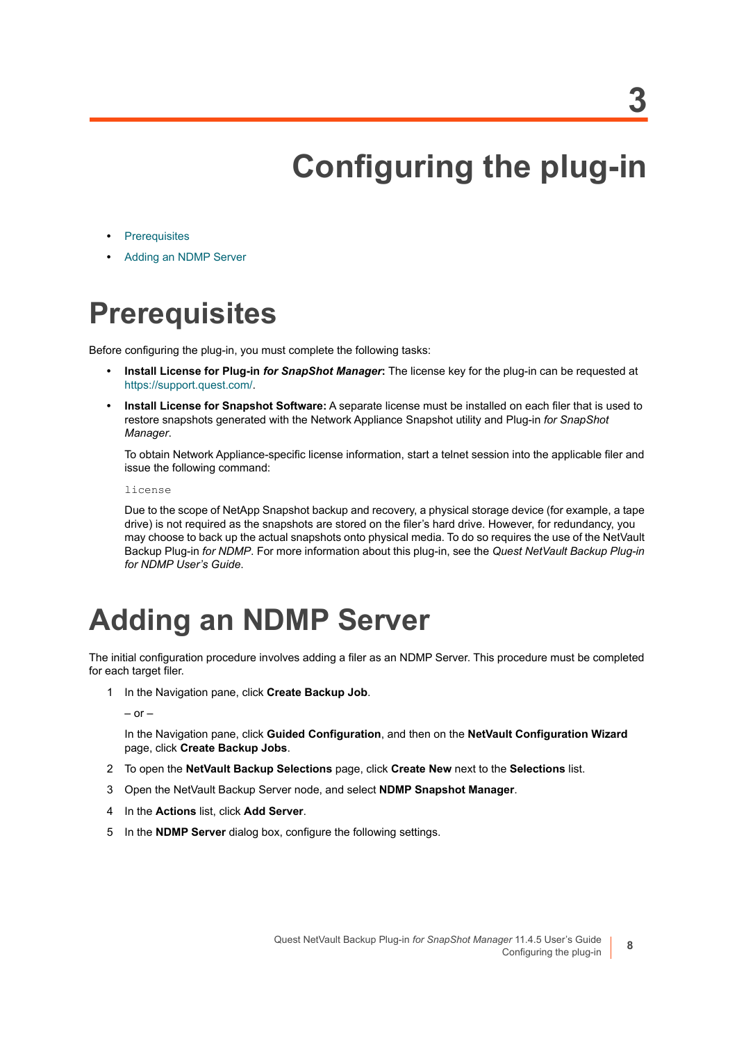# 3

# Configuring the plug-in

- Prerequisites
- Adding an NDMP Server

## Prerequisites

Before configuring the plug-in, you must complete the following tasks:

- **Install License for Plug-in *for SnapShot Manager***: The license key for the plug-in can be requested at https://support.quest.com/.
- **Install License for Snapshot Software:** A separate license must be installed on each filer that is used to restore snapshots generated with the Network Appliance Snapshot utility and Plug-in *for SnapShot Manager*.

  To obtain Network Appliance-specific license information, start a telnet session into the applicable filer and issue the following command:

  ```
  license
  ```

  Due to the scope of NetApp Snapshot backup and recovery, a physical storage device (for example, a tape drive) is not required as the snapshots are stored on the filer's hard drive. However, for redundancy, you may choose to back up the actual snapshots onto physical media. To do so requires the use of the NetVault Backup Plug-in *for NDMP*. For more information about this plug-in, see the *Quest NetVault Backup Plug-in for NDMP User's Guide*.

## Adding an NDMP Server

The initial configuration procedure involves adding a filer as an NDMP Server. This procedure must be completed for each target filer.

1. In the Navigation pane, click **Create Backup Job**.

   – or –

   In the Navigation pane, click **Guided Configuration**, and then on the **NetVault Configuration Wizard** page, click **Create Backup Jobs**.
2. To open the **NetVault Backup Selections** page, click **Create New** next to the **Selections** list.
3. Open the NetVault Backup Server node, and select **NDMP Snapshot Manager**.
4. In the **Actions** list, click **Add Server**.
5. In the **NDMP Server** dialog box, configure the following settings.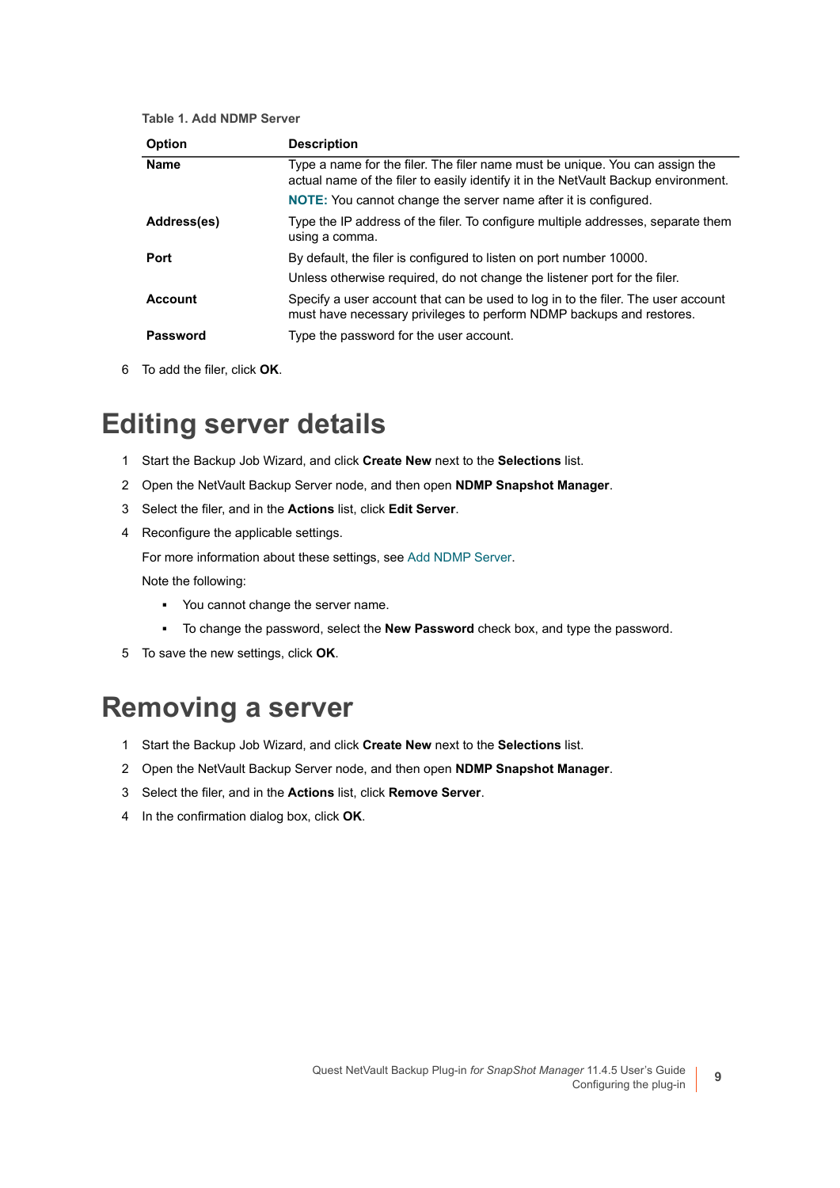**Table 1. Add NDMP Server**

| Option | Description |
| --- | --- |
| **Name** | Type a name for the filer. The filer name must be unique. You can assign the actual name of the filer to easily identify it in the NetVault Backup environment.<br>**NOTE:** You cannot change the server name after it is configured. |
| **Address(es)** | Type the IP address of the filer. To configure multiple addresses, separate them using a comma. |
| **Port** | By default, the filer is configured to listen on port number 10000.<br>Unless otherwise required, do not change the listener port for the filer. |
| **Account** | Specify a user account that can be used to log in to the filer. The user account must have necessary privileges to perform NDMP backups and restores. |
| **Password** | Type the password for the user account. |

6 To add the filer, click **OK**.

# Editing server details

1 Start the Backup Job Wizard, and click **Create New** next to the **Selections** list.

2 Open the NetVault Backup Server node, and then open **NDMP Snapshot Manager**.

3 Select the filer, and in the **Actions** list, click **Edit Server**.

4 Reconfigure the applicable settings.

For more information about these settings, see Add NDMP Server.

Note the following:

- You cannot change the server name.
- To change the password, select the **New Password** check box, and type the password.

5 To save the new settings, click **OK**.

# Removing a server

1 Start the Backup Job Wizard, and click **Create New** next to the **Selections** list.

2 Open the NetVault Backup Server node, and then open **NDMP Snapshot Manager**.

3 Select the filer, and in the **Actions** list, click **Remove Server**.

4 In the confirmation dialog box, click **OK**.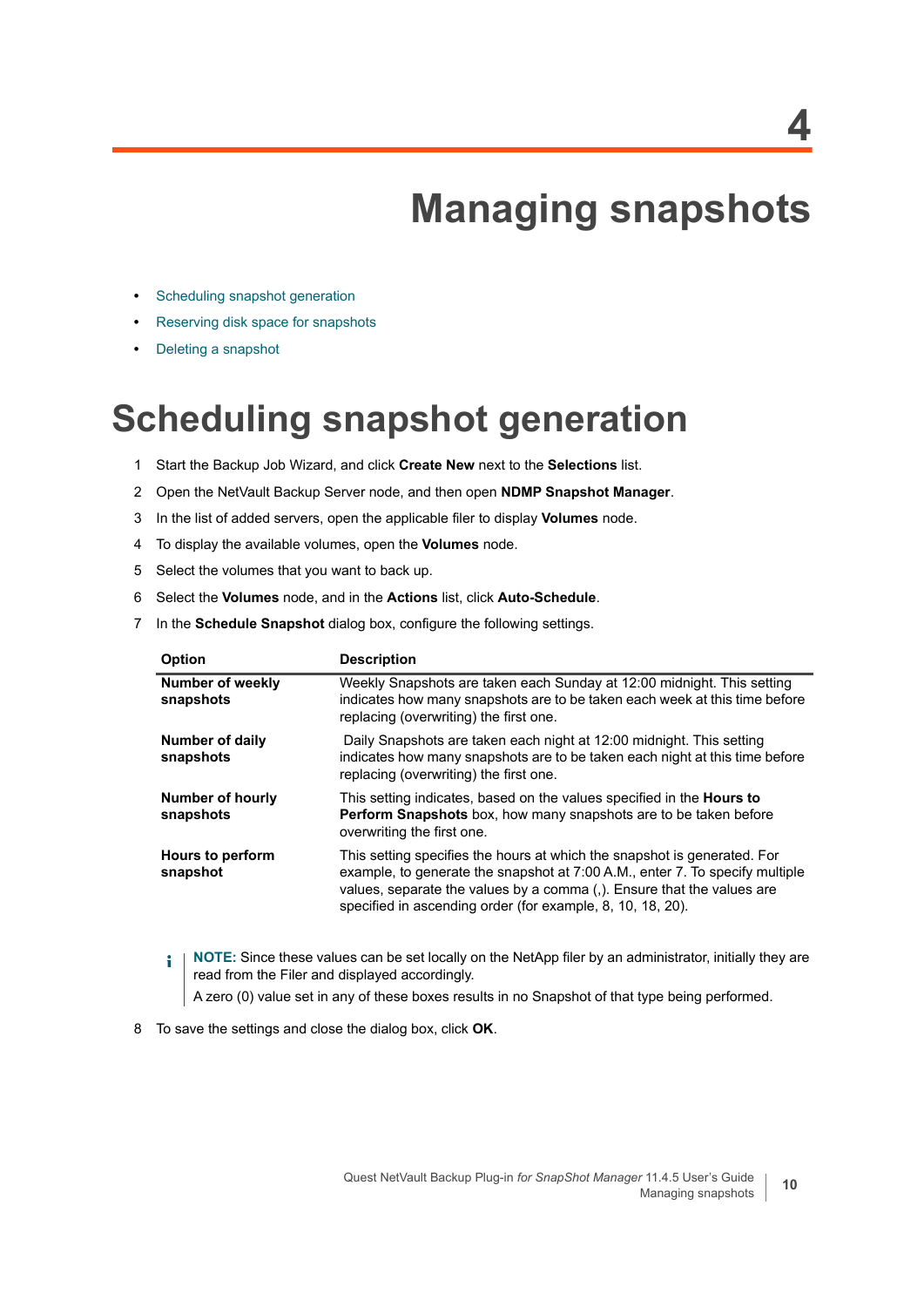# 4 Managing snapshots

- Scheduling snapshot generation
- Reserving disk space for snapshots
- Deleting a snapshot

## Scheduling snapshot generation

1. Start the Backup Job Wizard, and click **Create New** next to the **Selections** list.
2. Open the NetVault Backup Server node, and then open **NDMP Snapshot Manager**.
3. In the list of added servers, open the applicable filer to display **Volumes** node.
4. To display the available volumes, open the **Volumes** node.
5. Select the volumes that you want to back up.
6. Select the **Volumes** node, and in the **Actions** list, click **Auto-Schedule**.
7. In the **Schedule Snapshot** dialog box, configure the following settings.

| Option | Description |
|---|---|
| **Number of weekly snapshots** | Weekly Snapshots are taken each Sunday at 12:00 midnight. This setting indicates how many snapshots are to be taken each week at this time before replacing (overwriting) the first one. |
| **Number of daily snapshots** | Daily Snapshots are taken each night at 12:00 midnight. This setting indicates how many snapshots are to be taken each night at this time before replacing (overwriting) the first one. |
| **Number of hourly snapshots** | This setting indicates, based on the values specified in the **Hours to Perform Snapshots** box, how many snapshots are to be taken before overwriting the first one. |
| **Hours to perform snapshot** | This setting specifies the hours at which the snapshot is generated. For example, to generate the snapshot at 7:00 A.M., enter 7. To specify multiple values, separate the values by a comma (,). Ensure that the values are specified in ascending order (for example, 8, 10, 18, 20). |

> **NOTE:** Since these values can be set locally on the NetApp filer by an administrator, initially they are read from the Filer and displayed accordingly.
>
> A zero (0) value set in any of these boxes results in no Snapshot of that type being performed.

8. To save the settings and close the dialog box, click **OK**.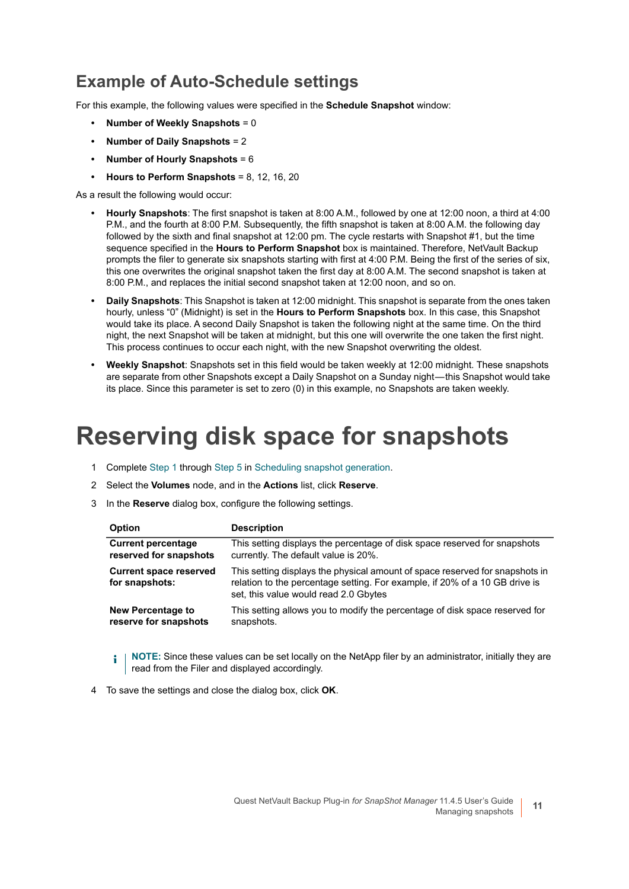## Example of Auto-Schedule settings

For this example, the following values were specified in the **Schedule Snapshot** window:

- **Number of Weekly Snapshots** = 0
- **Number of Daily Snapshots** = 2
- **Number of Hourly Snapshots** = 6
- **Hours to Perform Snapshots** = 8, 12, 16, 20

As a result the following would occur:

- **Hourly Snapshots**: The first snapshot is taken at 8:00 A.M., followed by one at 12:00 noon, a third at 4:00 P.M., and the fourth at 8:00 P.M. Subsequently, the fifth snapshot is taken at 8:00 A.M. the following day followed by the sixth and final snapshot at 12:00 pm. The cycle restarts with Snapshot #1, but the time sequence specified in the **Hours to Perform Snapshot** box is maintained. Therefore, NetVault Backup prompts the filer to generate six snapshots starting with first at 4:00 P.M. Being the first of the series of six, this one overwrites the original snapshot taken the first day at 8:00 A.M. The second snapshot is taken at 8:00 P.M., and replaces the initial second snapshot taken at 12:00 noon, and so on.
- **Daily Snapshots**: This Snapshot is taken at 12:00 midnight. This snapshot is separate from the ones taken hourly, unless "0" (Midnight) is set in the **Hours to Perform Snapshots** box. In this case, this Snapshot would take its place. A second Daily Snapshot is taken the following night at the same time. On the third night, the next Snapshot will be taken at midnight, but this one will overwrite the one taken the first night. This process continues to occur each night, with the new Snapshot overwriting the oldest.
- **Weekly Snapshot**: Snapshots set in this field would be taken weekly at 12:00 midnight. These snapshots are separate from other Snapshots except a Daily Snapshot on a Sunday night—this Snapshot would take its place. Since this parameter is set to zero (0) in this example, no Snapshots are taken weekly.

# Reserving disk space for snapshots

1. Complete Step 1 through Step 5 in Scheduling snapshot generation.
2. Select the **Volumes** node, and in the **Actions** list, click **Reserve**.
3. In the **Reserve** dialog box, configure the following settings.

| Option | Description |
|---|---|
| **Current percentage reserved for snapshots** | This setting displays the percentage of disk space reserved for snapshots currently. The default value is 20%. |
| **Current space reserved for snapshots:** | This setting displays the physical amount of space reserved for snapshots in relation to the percentage setting. For example, if 20% of a 10 GB drive is set, this value would read 2.0 Gbytes |
| **New Percentage to reserve for snapshots** | This setting allows you to modify the percentage of disk space reserved for snapshots. |

> **NOTE:** Since these values can be set locally on the NetApp filer by an administrator, initially they are read from the Filer and displayed accordingly.

4. To save the settings and close the dialog box, click **OK**.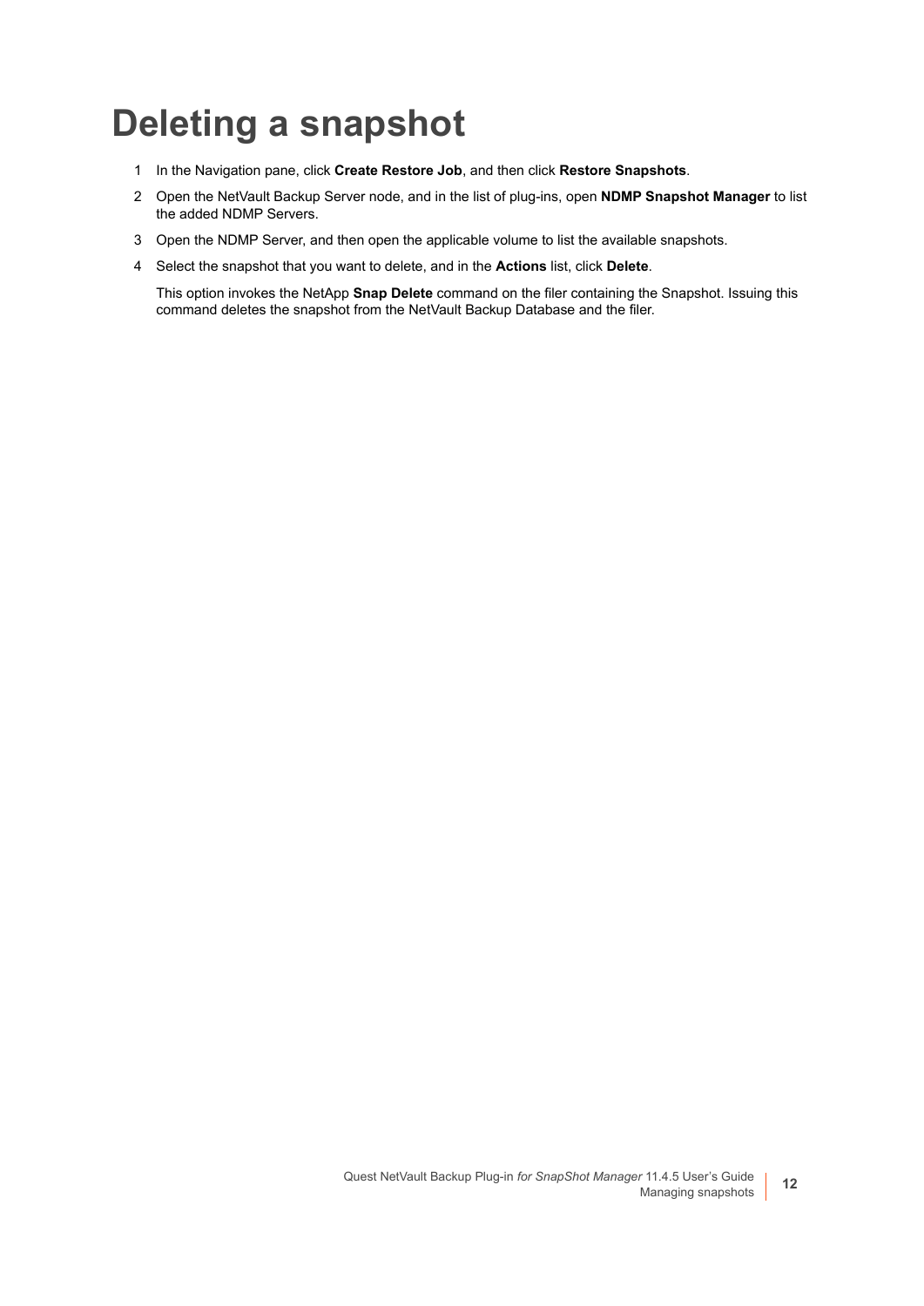# Deleting a snapshot

1. In the Navigation pane, click **Create Restore Job**, and then click **Restore Snapshots**.
2. Open the NetVault Backup Server node, and in the list of plug-ins, open **NDMP Snapshot Manager** to list the added NDMP Servers.
3. Open the NDMP Server, and then open the applicable volume to list the available snapshots.
4. Select the snapshot that you want to delete, and in the **Actions** list, click **Delete**.

   This option invokes the NetApp **Snap Delete** command on the filer containing the Snapshot. Issuing this command deletes the snapshot from the NetVault Backup Database and the filer.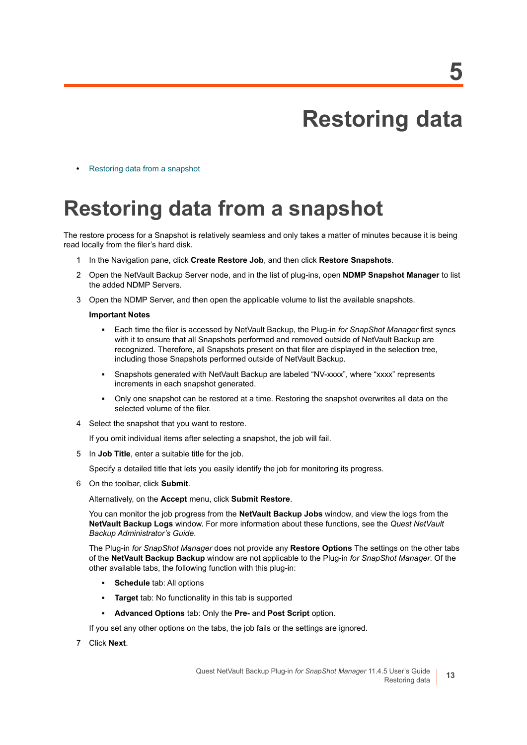# 5 Restoring data

- Restoring data from a snapshot

## Restoring data from a snapshot

The restore process for a Snapshot is relatively seamless and only takes a matter of minutes because it is being read locally from the filer's hard disk.

1. In the Navigation pane, click **Create Restore Job**, and then click **Restore Snapshots**.
2. Open the NetVault Backup Server node, and in the list of plug-ins, open **NDMP Snapshot Manager** to list the added NDMP Servers.
3. Open the NDMP Server, and then open the applicable volume to list the available snapshots.

   **Important Notes**

   - Each time the filer is accessed by NetVault Backup, the Plug-in *for SnapShot Manager* first syncs with it to ensure that all Snapshots performed and removed outside of NetVault Backup are recognized. Therefore, all Snapshots present on that filer are displayed in the selection tree, including those Snapshots performed outside of NetVault Backup.
   - Snapshots generated with NetVault Backup are labeled "NV-xxxx", where "xxxx" represents increments in each snapshot generated.
   - Only one snapshot can be restored at a time. Restoring the snapshot overwrites all data on the selected volume of the filer.

4. Select the snapshot that you want to restore.

   If you omit individual items after selecting a snapshot, the job will fail.

5. In **Job Title**, enter a suitable title for the job.

   Specify a detailed title that lets you easily identify the job for monitoring its progress.

6. On the toolbar, click **Submit**.

   Alternatively, on the **Accept** menu, click **Submit Restore**.

   You can monitor the job progress from the **NetVault Backup Jobs** window, and view the logs from the **NetVault Backup Logs** window. For more information about these functions, see the *Quest NetVault Backup Administrator's Guide*.

   The Plug-in *for SnapShot Manager* does not provide any **Restore Options** The settings on the other tabs of the **NetVault Backup Backup** window are not applicable to the Plug-in *for SnapShot Manager*. Of the other available tabs, the following function with this plug-in:

   - **Schedule** tab: All options
   - **Target** tab: No functionality in this tab is supported
   - **Advanced Options** tab: Only the **Pre-** and **Post Script** option.

   If you set any other options on the tabs, the job fails or the settings are ignored.

7. Click **Next**.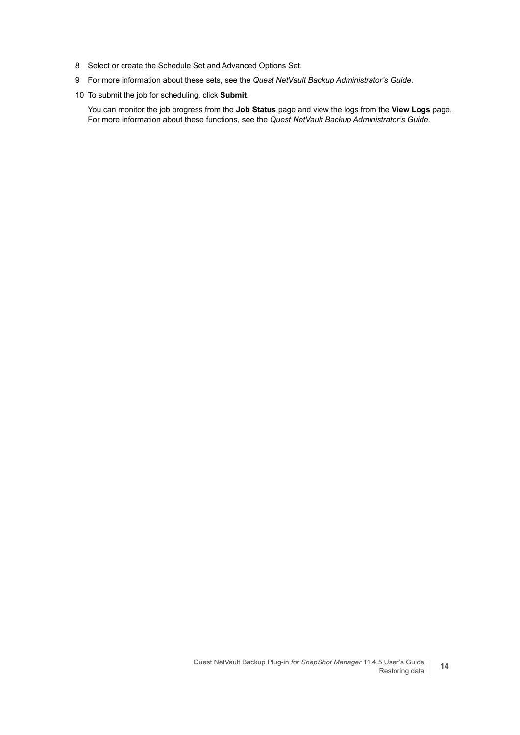8 Select or create the Schedule Set and Advanced Options Set.

9 For more information about these sets, see the *Quest NetVault Backup Administrator's Guide*.

10 To submit the job for scheduling, click **Submit**.

You can monitor the job progress from the **Job Status** page and view the logs from the **View Logs** page. For more information about these functions, see the *Quest NetVault Backup Administrator's Guide*.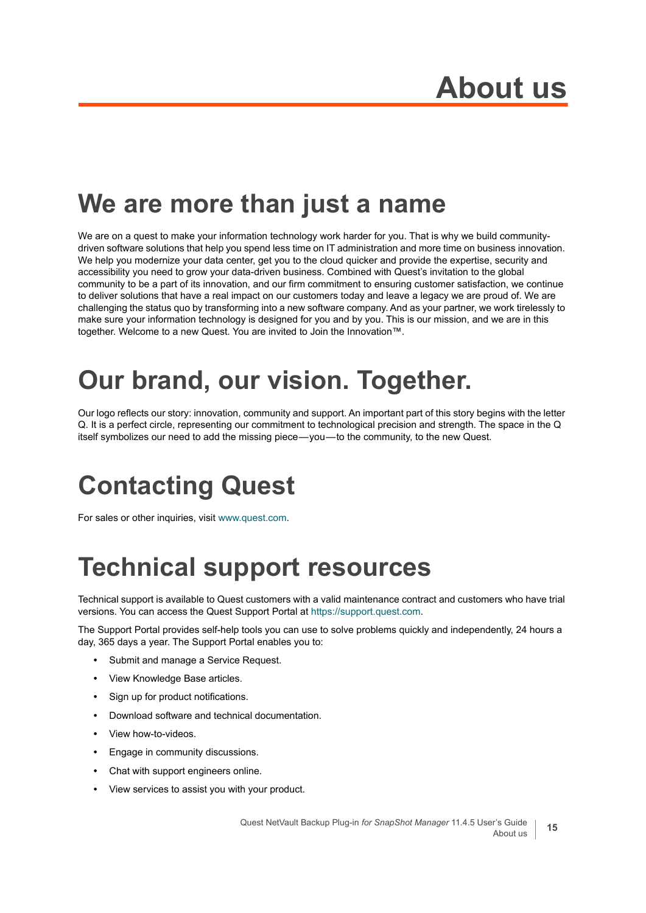# About us

## We are more than just a name

We are on a quest to make your information technology work harder for you. That is why we build community-driven software solutions that help you spend less time on IT administration and more time on business innovation. We help you modernize your data center, get you to the cloud quicker and provide the expertise, security and accessibility you need to grow your data-driven business. Combined with Quest's invitation to the global community to be a part of its innovation, and our firm commitment to ensuring customer satisfaction, we continue to deliver solutions that have a real impact on our customers today and leave a legacy we are proud of. We are challenging the status quo by transforming into a new software company. And as your partner, we work tirelessly to make sure your information technology is designed for you and by you. This is our mission, and we are in this together. Welcome to a new Quest. You are invited to Join the Innovation™.

## Our brand, our vision. Together.

Our logo reflects our story: innovation, community and support. An important part of this story begins with the letter Q. It is a perfect circle, representing our commitment to technological precision and strength. The space in the Q itself symbolizes our need to add the missing piece—you—to the community, to the new Quest.

## Contacting Quest

For sales or other inquiries, visit www.quest.com.

## Technical support resources

Technical support is available to Quest customers with a valid maintenance contract and customers who have trial versions. You can access the Quest Support Portal at https://support.quest.com.

The Support Portal provides self-help tools you can use to solve problems quickly and independently, 24 hours a day, 365 days a year. The Support Portal enables you to:

- Submit and manage a Service Request.
- View Knowledge Base articles.
- Sign up for product notifications.
- Download software and technical documentation.
- View how-to-videos.
- Engage in community discussions.
- Chat with support engineers online.
- View services to assist you with your product.